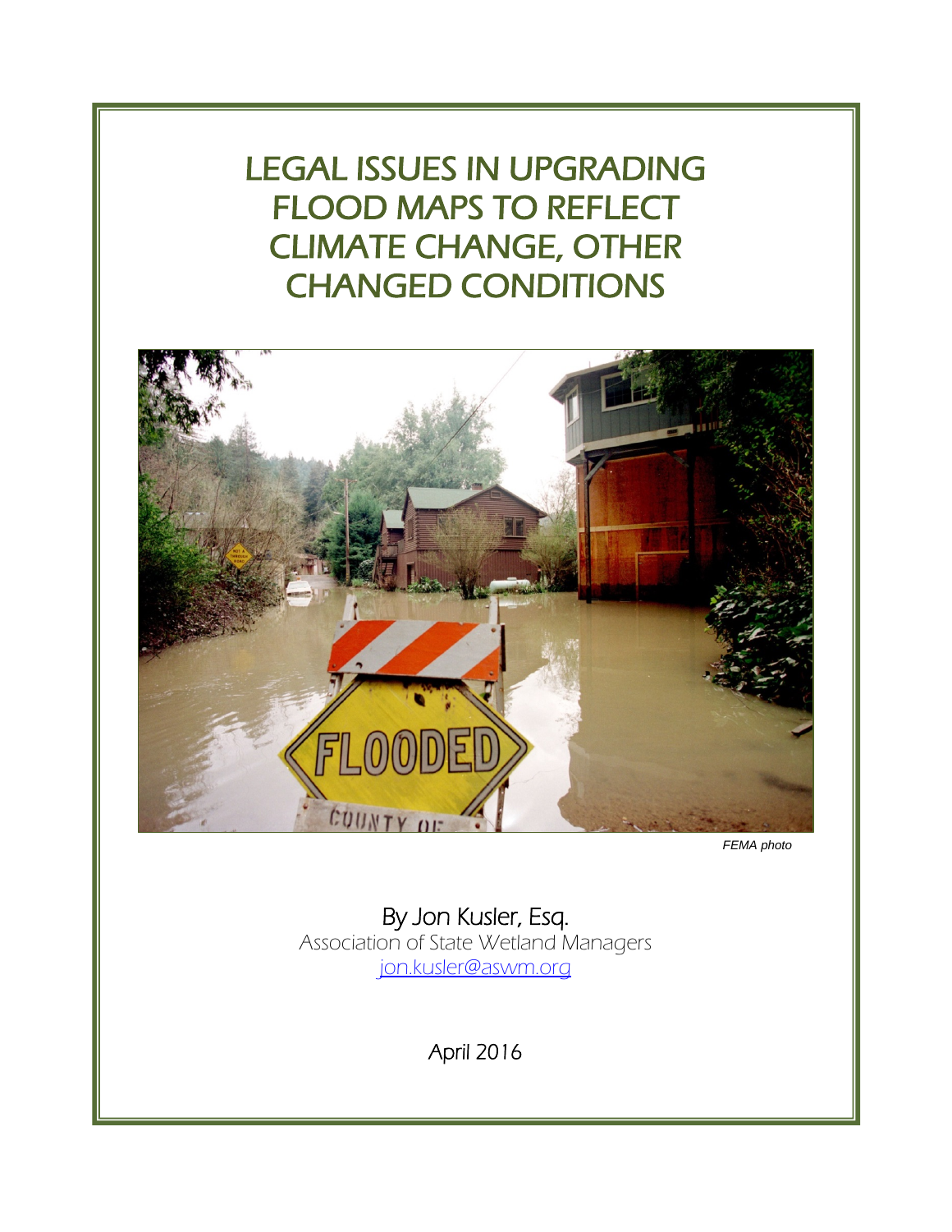# LEGAL ISSUES IN UPGRADING FLOOD MAPS TO REFLECT CLIMATE CHANGE, OTHER CHANGED CONDITIONS

*FEMA photo*

By Jon Kusler, Esq.

Association of State Wetland Managers

jon.kusler@aswm.org

April 2016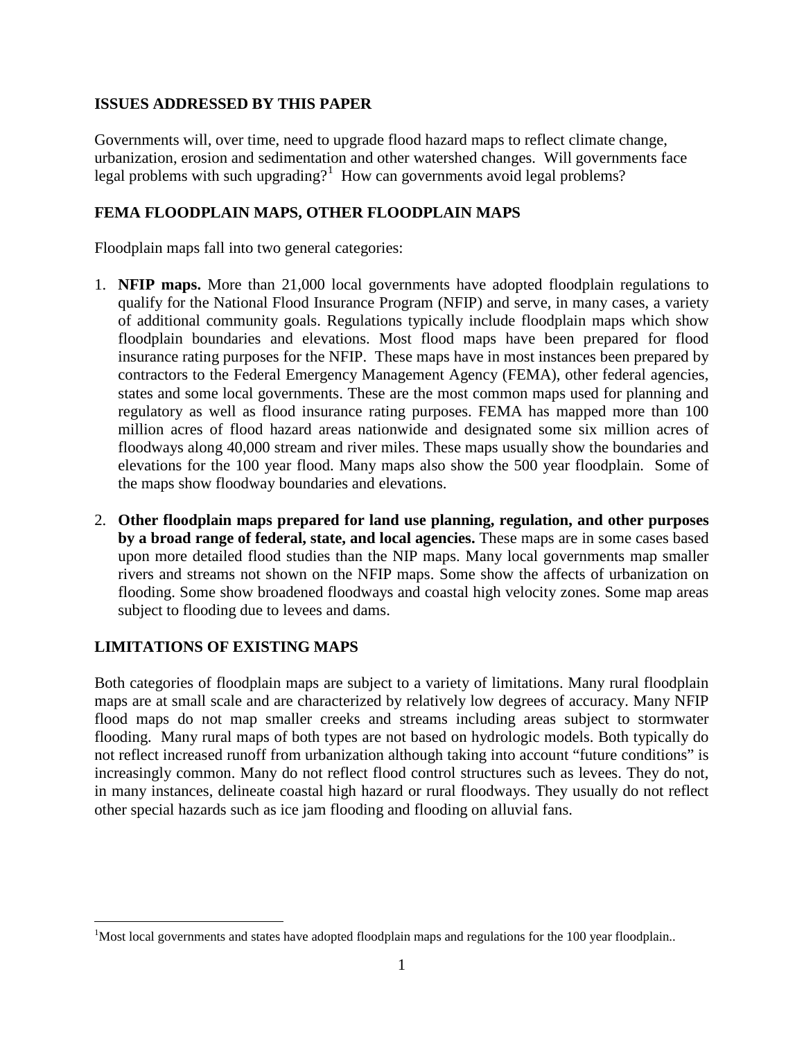## ISSUES ADDRESSED BY THIS PAPER

Governments will, over time, need to upgrade flood hazard maps to reflect climate change, urbanization, erosion and sedimentation and other watershed changes. Will governments face legal problems with such upgrading?[1] How can governments avoid legal problems?

## FEMA FLOODPLAIN MAPS, OTHER FLOODPLAIN MAPS

Floodplain maps fall into two general categories:

1. **NFIP maps.** More than 21,000 local governments have adopted floodplain regulations to qualify for the National Flood Insurance Program (NFIP) and serve, in many cases, a variety of additional community goals. Regulations typically include floodplain maps which show floodplain boundaries and elevations. Most flood maps have been prepared for flood insurance rating purposes for the NFIP. These maps have in most instances been prepared by contractors to the Federal Emergency Management Agency (FEMA), other federal agencies, states and some local governments. These are the most common maps used for planning and regulatory as well as flood insurance rating purposes. FEMA has mapped more than 100 million acres of flood hazard areas nationwide and designated some six million acres of floodways along 40,000 stream and river miles. These maps usually show the boundaries and elevations for the 100 year flood. Many maps also show the 500 year floodplain. Some of the maps show floodway boundaries and elevations.

2. **Other floodplain maps prepared for land use planning, regulation, and other purposes by a broad range of federal, state, and local agencies.** These maps are in some cases based upon more detailed flood studies than the NIP maps. Many local governments map smaller rivers and streams not shown on the NFIP maps. Some show the affects of urbanization on flooding. Some show broadened floodways and coastal high velocity zones. Some map areas subject to flooding due to levees and dams.

## LIMITATIONS OF EXISTING MAPS

Both categories of floodplain maps are subject to a variety of limitations. Many rural floodplain maps are at small scale and are characterized by relatively low degrees of accuracy. Many NFIP flood maps do not map smaller creeks and streams including areas subject to stormwater flooding. Many rural maps of both types are not based on hydrologic models. Both typically do not reflect increased runoff from urbanization although taking into account "future conditions" is increasingly common. Many do not reflect flood control structures such as levees. They do not, in many instances, delineate coastal high hazard or rural floodways. They usually do not reflect other special hazards such as ice jam flooding and flooding on alluvial fans.

---

[1] Most local governments and states have adopted floodplain maps and regulations for the 100 year floodplain..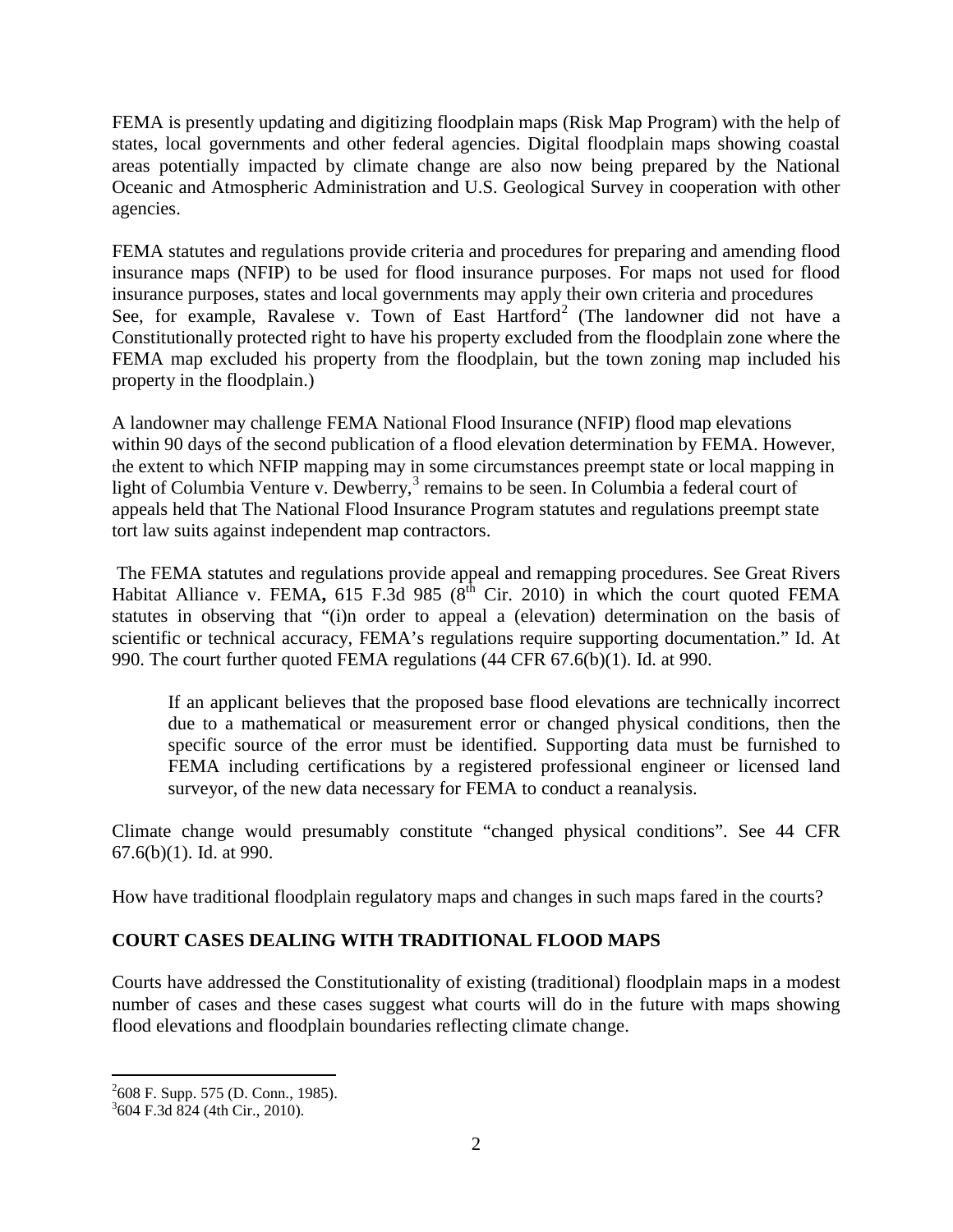FEMA is presently updating and digitizing floodplain maps (Risk Map Program) with the help of states, local governments and other federal agencies. Digital floodplain maps showing coastal areas potentially impacted by climate change are also now being prepared by the National Oceanic and Atmospheric Administration and U.S. Geological Survey in cooperation with other agencies.

FEMA statutes and regulations provide criteria and procedures for preparing and amending flood insurance maps (NFIP) to be used for flood insurance purposes. For maps not used for flood insurance purposes, states and local governments may apply their own criteria and procedures See, for example, Ravalese v. Town of East Hartford[2] (The landowner did not have a Constitutionally protected right to have his property excluded from the floodplain zone where the FEMA map excluded his property from the floodplain, but the town zoning map included his property in the floodplain.)

A landowner may challenge FEMA National Flood Insurance (NFIP) flood map elevations within 90 days of the second publication of a flood elevation determination by FEMA. However, the extent to which NFIP mapping may in some circumstances preempt state or local mapping in light of Columbia Venture v. Dewberry,[3] remains to be seen. In Columbia a federal court of appeals held that The National Flood Insurance Program statutes and regulations preempt state tort law suits against independent map contractors.

The FEMA statutes and regulations provide appeal and remapping procedures. See Great Rivers Habitat Alliance v. FEMA**,** 615 F.3d 985 (8th Cir. 2010) in which the court quoted FEMA statutes in observing that "(i)n order to appeal a (elevation) determination on the basis of scientific or technical accuracy, FEMA's regulations require supporting documentation." Id. At 990. The court further quoted FEMA regulations (44 CFR 67.6(b)(1). Id. at 990.

> If an applicant believes that the proposed base flood elevations are technically incorrect due to a mathematical or measurement error or changed physical conditions, then the specific source of the error must be identified. Supporting data must be furnished to FEMA including certifications by a registered professional engineer or licensed land surveyor, of the new data necessary for FEMA to conduct a reanalysis.

Climate change would presumably constitute "changed physical conditions". See 44 CFR 67.6(b)(1). Id. at 990.

How have traditional floodplain regulatory maps and changes in such maps fared in the courts?

## COURT CASES DEALING WITH TRADITIONAL FLOOD MAPS

Courts have addressed the Constitutionality of existing (traditional) floodplain maps in a modest number of cases and these cases suggest what courts will do in the future with maps showing flood elevations and floodplain boundaries reflecting climate change.

---

[2] 608 F. Supp. 575 (D. Conn., 1985).

[3] 604 F.3d 824 (4th Cir., 2010).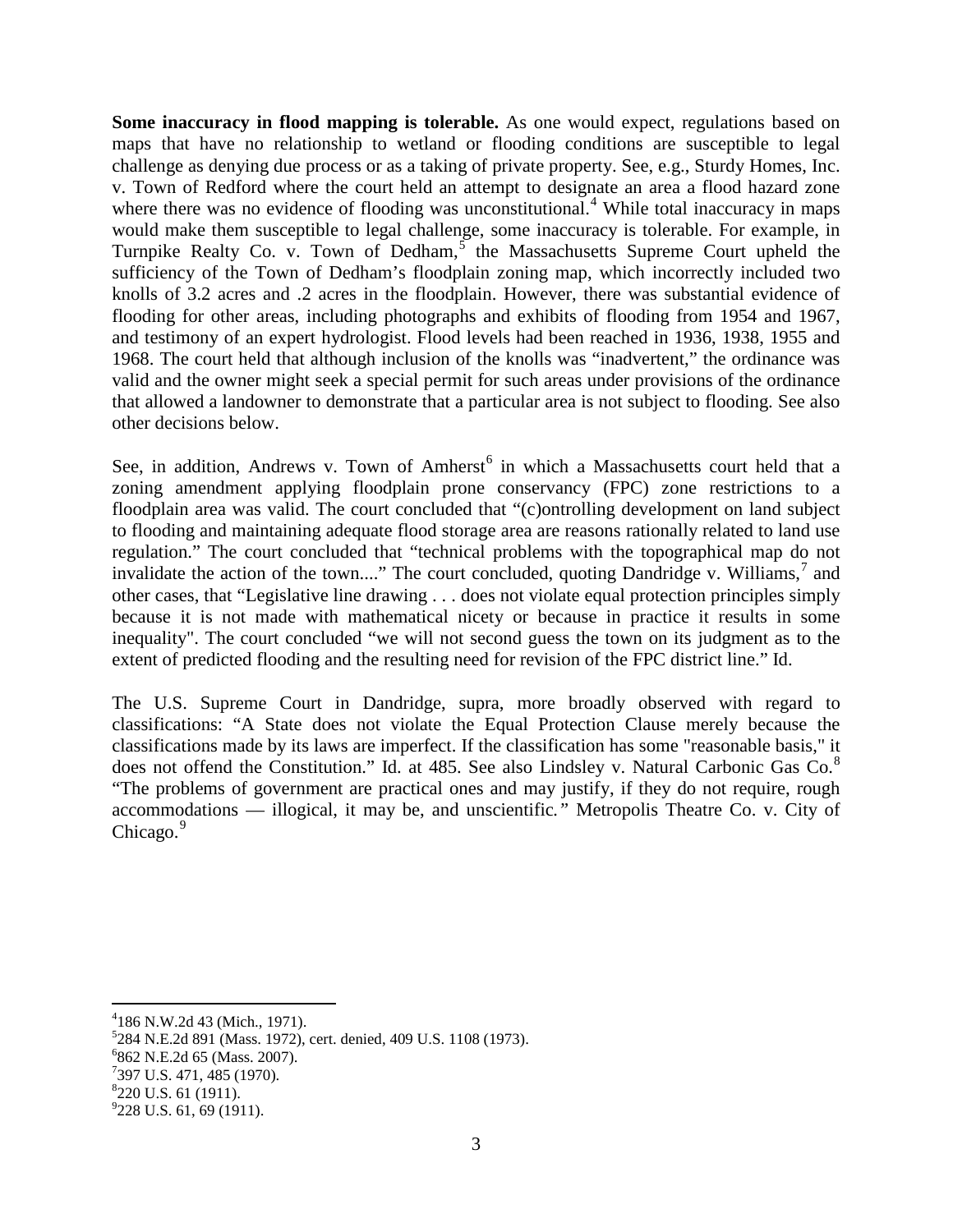**Some inaccuracy in flood mapping is tolerable.** As one would expect, regulations based on maps that have no relationship to wetland or flooding conditions are susceptible to legal challenge as denying due process or as a taking of private property. See, e.g., Sturdy Homes, Inc. v. Town of Redford where the court held an attempt to designate an area a flood hazard zone where there was no evidence of flooding was unconstitutional.[4] While total inaccuracy in maps would make them susceptible to legal challenge, some inaccuracy is tolerable. For example, in Turnpike Realty Co. v. Town of Dedham,[5] the Massachusetts Supreme Court upheld the sufficiency of the Town of Dedham's floodplain zoning map, which incorrectly included two knolls of 3.2 acres and .2 acres in the floodplain. However, there was substantial evidence of flooding for other areas, including photographs and exhibits of flooding from 1954 and 1967, and testimony of an expert hydrologist. Flood levels had been reached in 1936, 1938, 1955 and 1968. The court held that although inclusion of the knolls was "inadvertent," the ordinance was valid and the owner might seek a special permit for such areas under provisions of the ordinance that allowed a landowner to demonstrate that a particular area is not subject to flooding. See also other decisions below.

See, in addition, Andrews v. Town of Amherst[6] in which a Massachusetts court held that a zoning amendment applying floodplain prone conservancy (FPC) zone restrictions to a floodplain area was valid. The court concluded that "(c)ontrolling development on land subject to flooding and maintaining adequate flood storage area are reasons rationally related to land use regulation." The court concluded that "technical problems with the topographical map do not invalidate the action of the town...." The court concluded, quoting Dandridge v. Williams,[7] and other cases, that "Legislative line drawing . . . does not violate equal protection principles simply because it is not made with mathematical nicety or because in practice it results in some inequality". The court concluded "we will not second guess the town on its judgment as to the extent of predicted flooding and the resulting need for revision of the FPC district line." Id.

The U.S. Supreme Court in Dandridge, supra, more broadly observed with regard to classifications: "A State does not violate the Equal Protection Clause merely because the classifications made by its laws are imperfect. If the classification has some "reasonable basis," it does not offend the Constitution." Id. at 485. See also Lindsley v. Natural Carbonic Gas Co.[8] "The problems of government are practical ones and may justify, if they do not require, rough accommodations — illogical, it may be, and unscientific*."* Metropolis Theatre Co. v. City of Chicago.[9]

---

[4] 186 N.W.2d 43 (Mich., 1971).
[5] 284 N.E.2d 891 (Mass. 1972), cert. denied, 409 U.S. 1108 (1973).
[6] 862 N.E.2d 65 (Mass. 2007).
[7] 397 U.S. 471, 485 (1970).
[8] 220 U.S. 61 (1911).
[9] 228 U.S. 61, 69 (1911).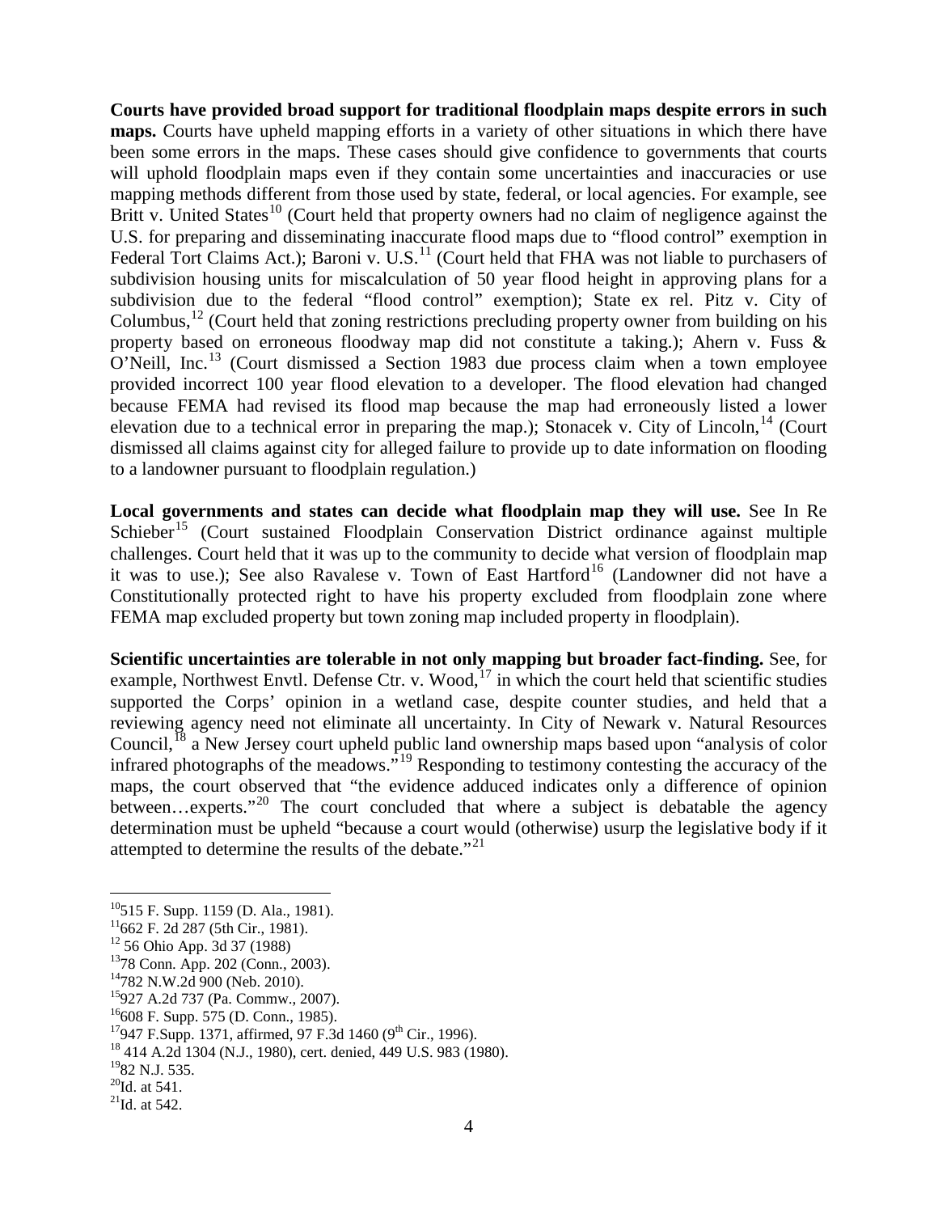**Courts have provided broad support for traditional floodplain maps despite errors in such maps.** Courts have upheld mapping efforts in a variety of other situations in which there have been some errors in the maps. These cases should give confidence to governments that courts will uphold floodplain maps even if they contain some uncertainties and inaccuracies or use mapping methods different from those used by state, federal, or local agencies. For example, see Britt v. United States[10] (Court held that property owners had no claim of negligence against the U.S. for preparing and disseminating inaccurate flood maps due to "flood control" exemption in Federal Tort Claims Act.); Baroni v. U.S.[11] (Court held that FHA was not liable to purchasers of subdivision housing units for miscalculation of 50 year flood height in approving plans for a subdivision due to the federal "flood control" exemption); State ex rel. Pitz v. City of Columbus,[12] (Court held that zoning restrictions precluding property owner from building on his property based on erroneous floodway map did not constitute a taking.); Ahern v. Fuss & O'Neill, Inc.[13] (Court dismissed a Section 1983 due process claim when a town employee provided incorrect 100 year flood elevation to a developer. The flood elevation had changed because FEMA had revised its flood map because the map had erroneously listed a lower elevation due to a technical error in preparing the map.); Stonacek v. City of Lincoln,[14] (Court dismissed all claims against city for alleged failure to provide up to date information on flooding to a landowner pursuant to floodplain regulation.)

**Local governments and states can decide what floodplain map they will use.** See In Re Schieber[15] (Court sustained Floodplain Conservation District ordinance against multiple challenges. Court held that it was up to the community to decide what version of floodplain map it was to use.); See also Ravalese v. Town of East Hartford[16] (Landowner did not have a Constitutionally protected right to have his property excluded from floodplain zone where FEMA map excluded property but town zoning map included property in floodplain).

**Scientific uncertainties are tolerable in not only mapping but broader fact-finding.** See, for example, Northwest Envtl. Defense Ctr. v. Wood,[17] in which the court held that scientific studies supported the Corps' opinion in a wetland case, despite counter studies, and held that a reviewing agency need not eliminate all uncertainty. In City of Newark v. Natural Resources Council,[18] a New Jersey court upheld public land ownership maps based upon "analysis of color infrared photographs of the meadows."[19] Responding to testimony contesting the accuracy of the maps, the court observed that "the evidence adduced indicates only a difference of opinion between…experts."[20] The court concluded that where a subject is debatable the agency determination must be upheld "because a court would (otherwise) usurp the legislative body if it attempted to determine the results of the debate."[21]

---

[10] 515 F. Supp. 1159 (D. Ala., 1981).
[11] 662 F. 2d 287 (5th Cir., 1981).
[12] 56 Ohio App. 3d 37 (1988)
[13] 78 Conn. App. 202 (Conn., 2003).
[14] 782 N.W.2d 900 (Neb. 2010).
[15] 927 A.2d 737 (Pa. Commw., 2007).
[16] 608 F. Supp. 575 (D. Conn., 1985).
[17] 947 F.Supp. 1371, affirmed, 97 F.3d 1460 (9th Cir., 1996).
[18] 414 A.2d 1304 (N.J., 1980), cert. denied, 449 U.S. 983 (1980).
[19] 82 N.J. 535.
[20] Id. at 541.
[21] Id. at 542.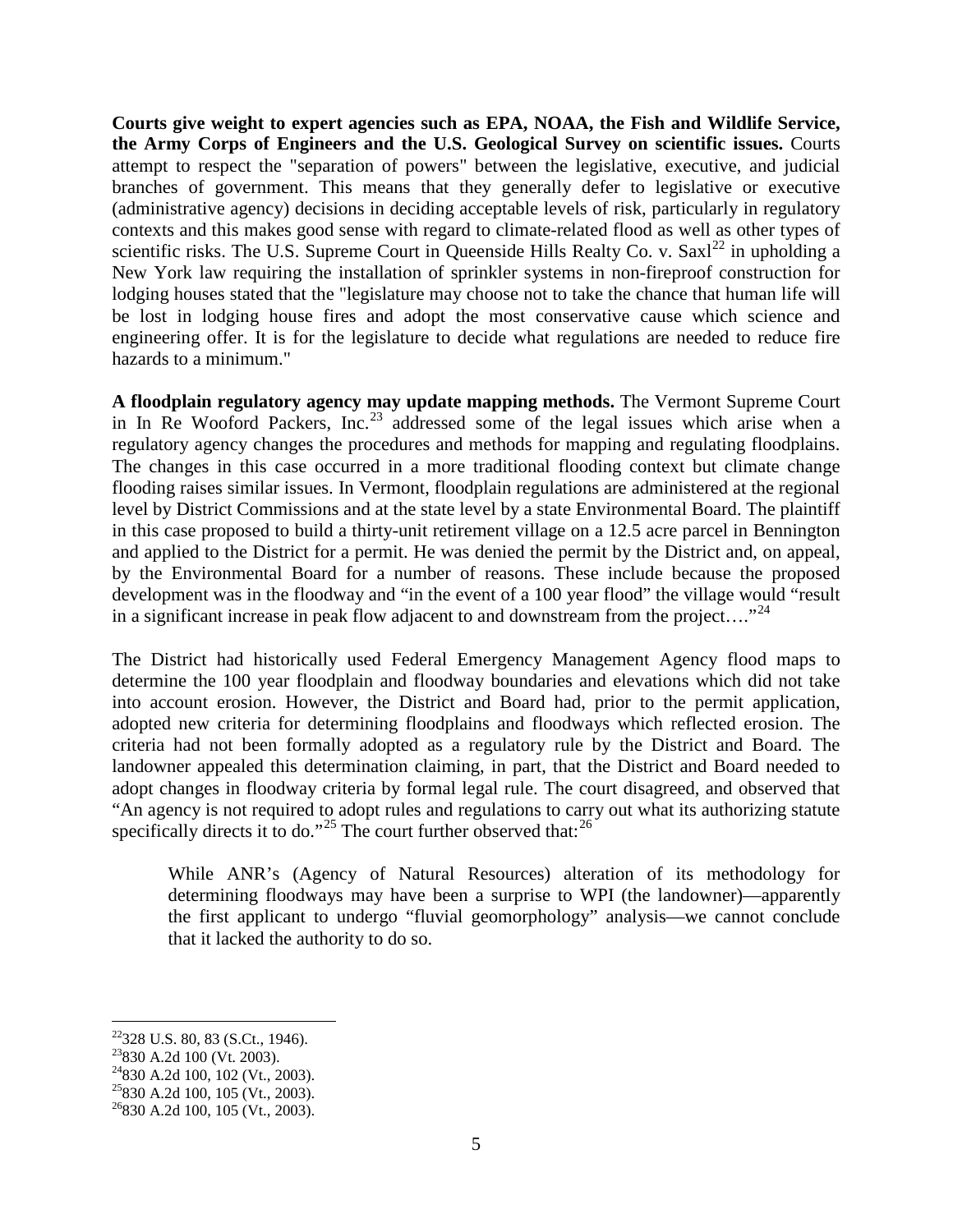**Courts give weight to expert agencies such as EPA, NOAA, the Fish and Wildlife Service, the Army Corps of Engineers and the U.S. Geological Survey on scientific issues.** Courts attempt to respect the "separation of powers" between the legislative, executive, and judicial branches of government. This means that they generally defer to legislative or executive (administrative agency) decisions in deciding acceptable levels of risk, particularly in regulatory contexts and this makes good sense with regard to climate-related flood as well as other types of scientific risks. The U.S. Supreme Court in Queenside Hills Realty Co. v. Saxl[22] in upholding a New York law requiring the installation of sprinkler systems in non-fireproof construction for lodging houses stated that the "legislature may choose not to take the chance that human life will be lost in lodging house fires and adopt the most conservative cause which science and engineering offer. It is for the legislature to decide what regulations are needed to reduce fire hazards to a minimum."

**A floodplain regulatory agency may update mapping methods.** The Vermont Supreme Court in In Re Wooford Packers, Inc.[23] addressed some of the legal issues which arise when a regulatory agency changes the procedures and methods for mapping and regulating floodplains. The changes in this case occurred in a more traditional flooding context but climate change flooding raises similar issues. In Vermont, floodplain regulations are administered at the regional level by District Commissions and at the state level by a state Environmental Board. The plaintiff in this case proposed to build a thirty-unit retirement village on a 12.5 acre parcel in Bennington and applied to the District for a permit. He was denied the permit by the District and, on appeal, by the Environmental Board for a number of reasons. These include because the proposed development was in the floodway and "in the event of a 100 year flood" the village would "result in a significant increase in peak flow adjacent to and downstream from the project…."[24]

The District had historically used Federal Emergency Management Agency flood maps to determine the 100 year floodplain and floodway boundaries and elevations which did not take into account erosion. However, the District and Board had, prior to the permit application, adopted new criteria for determining floodplains and floodways which reflected erosion. The criteria had not been formally adopted as a regulatory rule by the District and Board. The landowner appealed this determination claiming, in part, that the District and Board needed to adopt changes in floodway criteria by formal legal rule. The court disagreed, and observed that "An agency is not required to adopt rules and regulations to carry out what its authorizing statute specifically directs it to do."[25] The court further observed that:[26]

> While ANR's (Agency of Natural Resources) alteration of its methodology for determining floodways may have been a surprise to WPI (the landowner)—apparently the first applicant to undergo "fluvial geomorphology" analysis—we cannot conclude that it lacked the authority to do so.

---

[22] 328 U.S. 80, 83 (S.Ct., 1946).
[23] 830 A.2d 100 (Vt. 2003).
[24] 830 A.2d 100, 102 (Vt., 2003).
[25] 830 A.2d 100, 105 (Vt., 2003).
[26] 830 A.2d 100, 105 (Vt., 2003).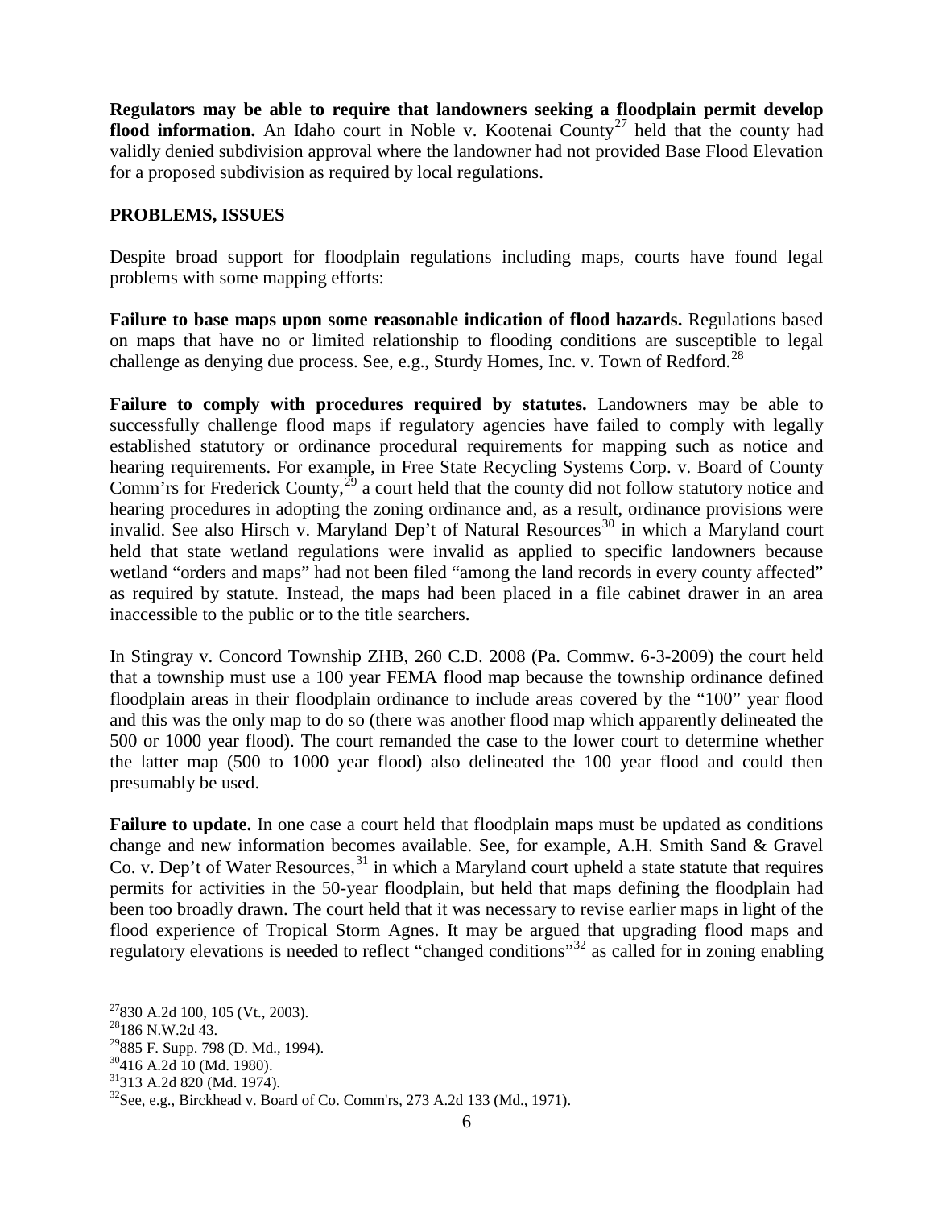**Regulators may be able to require that landowners seeking a floodplain permit develop flood information.** An Idaho court in Noble v. Kootenai County[27] held that the county had validly denied subdivision approval where the landowner had not provided Base Flood Elevation for a proposed subdivision as required by local regulations.

**PROBLEMS, ISSUES**

Despite broad support for floodplain regulations including maps, courts have found legal problems with some mapping efforts:

**Failure to base maps upon some reasonable indication of flood hazards.** Regulations based on maps that have no or limited relationship to flooding conditions are susceptible to legal challenge as denying due process. See, e.g., Sturdy Homes, Inc. v. Town of Redford.[28]

**Failure to comply with procedures required by statutes.** Landowners may be able to successfully challenge flood maps if regulatory agencies have failed to comply with legally established statutory or ordinance procedural requirements for mapping such as notice and hearing requirements. For example, in Free State Recycling Systems Corp. v. Board of County Comm'rs for Frederick County,[29] a court held that the county did not follow statutory notice and hearing procedures in adopting the zoning ordinance and, as a result, ordinance provisions were invalid. See also Hirsch v. Maryland Dep't of Natural Resources[30] in which a Maryland court held that state wetland regulations were invalid as applied to specific landowners because wetland "orders and maps" had not been filed "among the land records in every county affected" as required by statute. Instead, the maps had been placed in a file cabinet drawer in an area inaccessible to the public or to the title searchers.

In Stingray v. Concord Township ZHB, 260 C.D. 2008 (Pa. Commw. 6-3-2009) the court held that a township must use a 100 year FEMA flood map because the township ordinance defined floodplain areas in their floodplain ordinance to include areas covered by the "100" year flood and this was the only map to do so (there was another flood map which apparently delineated the 500 or 1000 year flood). The court remanded the case to the lower court to determine whether the latter map (500 to 1000 year flood) also delineated the 100 year flood and could then presumably be used.

**Failure to update.** In one case a court held that floodplain maps must be updated as conditions change and new information becomes available. See, for example, A.H. Smith Sand & Gravel Co. v. Dep't of Water Resources,[31] in which a Maryland court upheld a state statute that requires permits for activities in the 50-year floodplain, but held that maps defining the floodplain had been too broadly drawn. The court held that it was necessary to revise earlier maps in light of the flood experience of Tropical Storm Agnes. It may be argued that upgrading flood maps and regulatory elevations is needed to reflect "changed conditions"[32] as called for in zoning enabling

---

[27] 830 A.2d 100, 105 (Vt., 2003).

[28] 186 N.W.2d 43.

[29] 885 F. Supp. 798 (D. Md., 1994).

[30] 416 A.2d 10 (Md. 1980).

[31] 313 A.2d 820 (Md. 1974).

[32] See, e.g., Birckhead v. Board of Co. Comm'rs, 273 A.2d 133 (Md., 1971).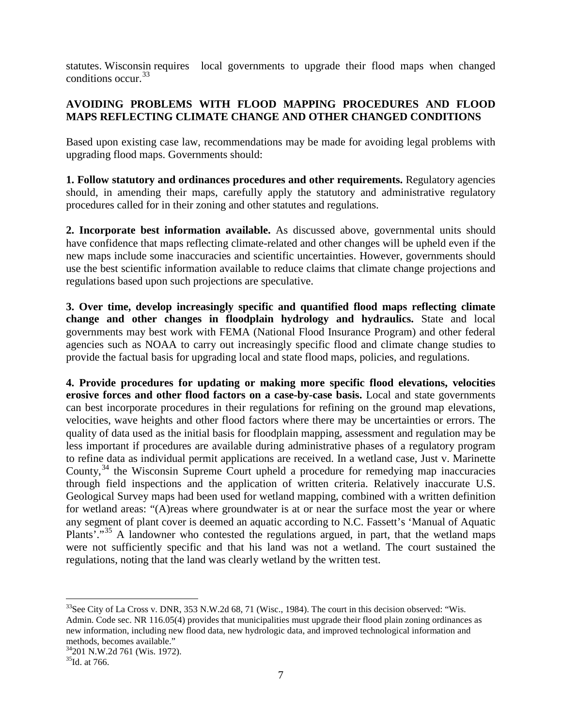statutes. Wisconsin requires local governments to upgrade their flood maps when changed conditions occur.[33]

## AVOIDING PROBLEMS WITH FLOOD MAPPING PROCEDURES AND FLOOD MAPS REFLECTING CLIMATE CHANGE AND OTHER CHANGED CONDITIONS

Based upon existing case law, recommendations may be made for avoiding legal problems with upgrading flood maps. Governments should:

**1. Follow statutory and ordinances procedures and other requirements.** Regulatory agencies should, in amending their maps, carefully apply the statutory and administrative regulatory procedures called for in their zoning and other statutes and regulations.

**2. Incorporate best information available.** As discussed above, governmental units should have confidence that maps reflecting climate-related and other changes will be upheld even if the new maps include some inaccuracies and scientific uncertainties. However, governments should use the best scientific information available to reduce claims that climate change projections and regulations based upon such projections are speculative.

**3. Over time, develop increasingly specific and quantified flood maps reflecting climate change and other changes in floodplain hydrology and hydraulics.** State and local governments may best work with FEMA (National Flood Insurance Program) and other federal agencies such as NOAA to carry out increasingly specific flood and climate change studies to provide the factual basis for upgrading local and state flood maps, policies, and regulations.

**4. Provide procedures for updating or making more specific flood elevations, velocities erosive forces and other flood factors on a case-by-case basis.** Local and state governments can best incorporate procedures in their regulations for refining on the ground map elevations, velocities, wave heights and other flood factors where there may be uncertainties or errors. The quality of data used as the initial basis for floodplain mapping, assessment and regulation may be less important if procedures are available during administrative phases of a regulatory program to refine data as individual permit applications are received. In a wetland case, Just v. Marinette County,[34] the Wisconsin Supreme Court upheld a procedure for remedying map inaccuracies through field inspections and the application of written criteria. Relatively inaccurate U.S. Geological Survey maps had been used for wetland mapping, combined with a written definition for wetland areas: "(A)reas where groundwater is at or near the surface most the year or where any segment of plant cover is deemed an aquatic according to N.C. Fassett's 'Manual of Aquatic Plants'."[35] A landowner who contested the regulations argued, in part, that the wetland maps were not sufficiently specific and that his land was not a wetland. The court sustained the regulations, noting that the land was clearly wetland by the written test.

---

[33] See City of La Cross v. DNR, 353 N.W.2d 68, 71 (Wisc., 1984). The court in this decision observed: "Wis. Admin. Code sec. NR 116.05(4) provides that municipalities must upgrade their flood plain zoning ordinances as new information, including new flood data, new hydrologic data, and improved technological information and methods, becomes available."

[34] 201 N.W.2d 761 (Wis. 1972).

[35] Id. at 766.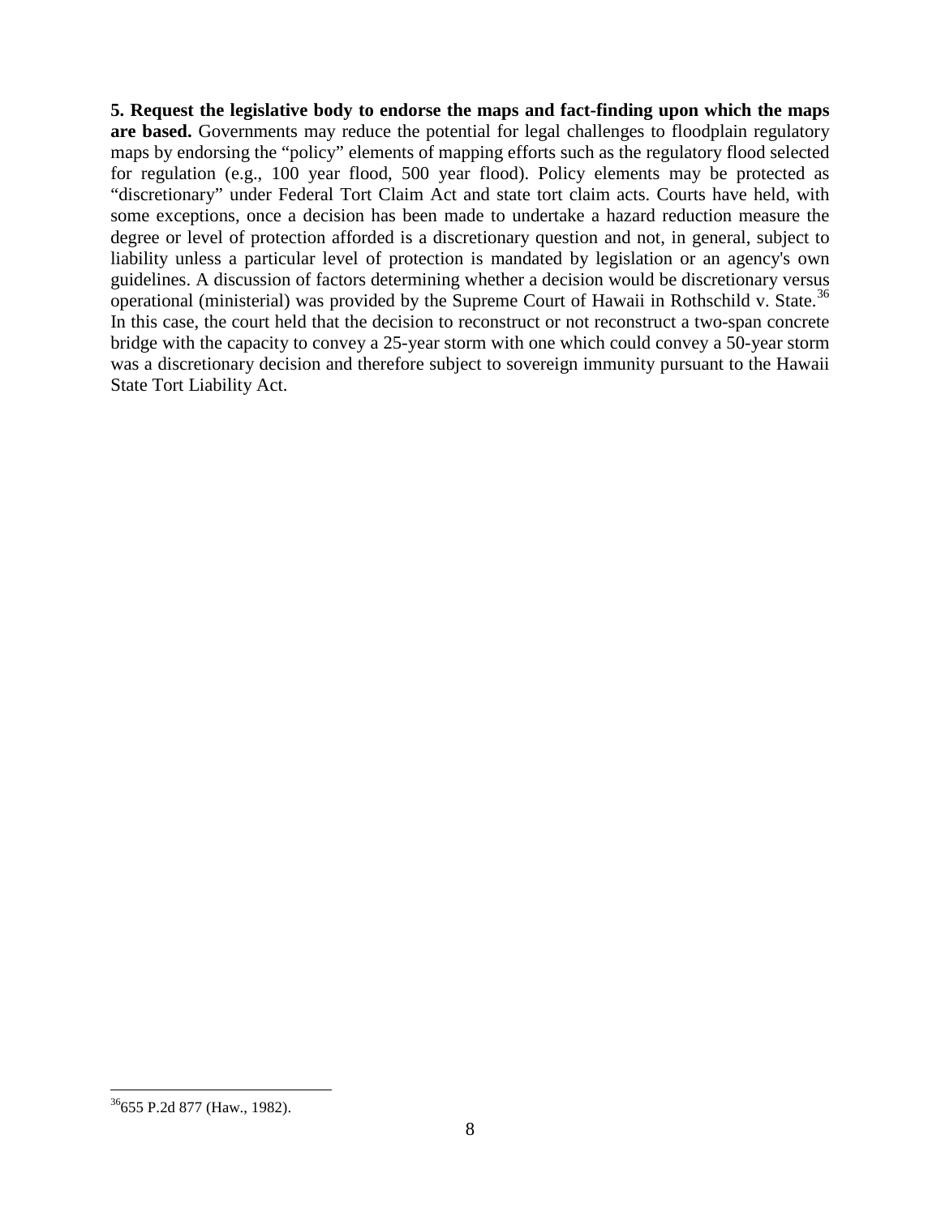**5. Request the legislative body to endorse the maps and fact-finding upon which the maps are based.** Governments may reduce the potential for legal challenges to floodplain regulatory maps by endorsing the "policy" elements of mapping efforts such as the regulatory flood selected for regulation (e.g., 100 year flood, 500 year flood). Policy elements may be protected as "discretionary" under Federal Tort Claim Act and state tort claim acts. Courts have held, with some exceptions, once a decision has been made to undertake a hazard reduction measure the degree or level of protection afforded is a discretionary question and not, in general, subject to liability unless a particular level of protection is mandated by legislation or an agency's own guidelines. A discussion of factors determining whether a decision would be discretionary versus operational (ministerial) was provided by the Supreme Court of Hawaii in Rothschild v. State.[36] In this case, the court held that the decision to reconstruct or not reconstruct a two-span concrete bridge with the capacity to convey a 25-year storm with one which could convey a 50-year storm was a discretionary decision and therefore subject to sovereign immunity pursuant to the Hawaii State Tort Liability Act.

---

[36] 655 P.2d 877 (Haw., 1982).